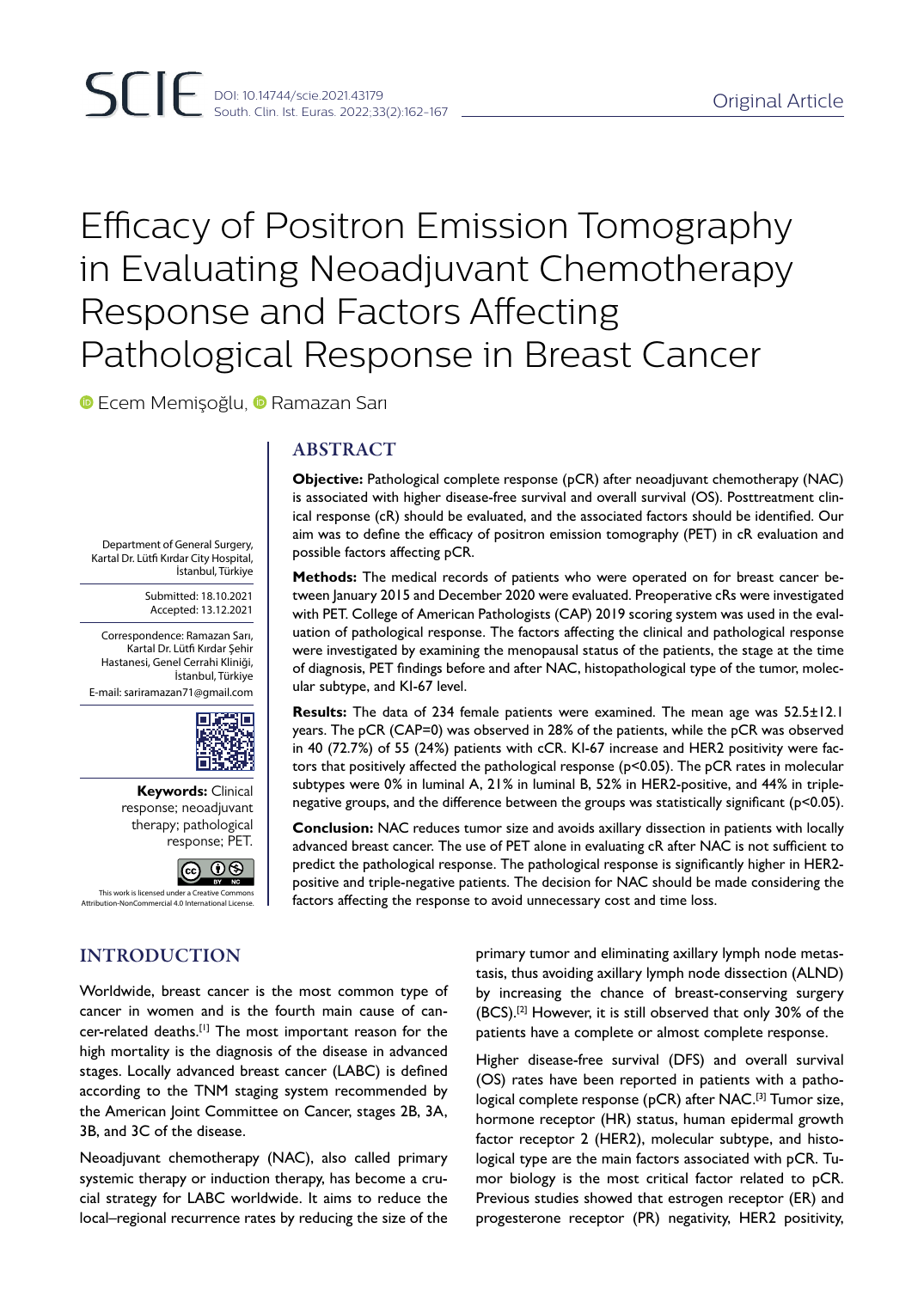# Efficacy of Positron Emission Tomography in Evaluating Neoadjuvant Chemotherapy Response and Factors Affecting Pathological Response in Breast Cancer

Ecem Memişoğlu, Ramazan Sarı

Department of General Surgery, Kartal Dr. Lütfi Kırdar City Hospital, İstanbul, Türkiye

Submitted: 18.10.2021
Accepted: 13.12.2021

Correspondence: Ramazan Sarı, Kartal Dr. Lütfi Kırdar Şehir Hastanesi, Genel Cerrahi Kliniği, İstanbul, Türkiye
E-mail: sariramazan71@gmail.com

**Keywords:** Clinical response; neoadjuvant therapy; pathological response; PET.

This work is licensed under a Creative Commons Attribution-NonCommercial 4.0 International License.

## ABSTRACT

**Objective:** Pathological complete response (pCR) after neoadjuvant chemotherapy (NAC) is associated with higher disease-free survival and overall survival (OS). Posttreatment clinical response (cR) should be evaluated, and the associated factors should be identified. Our aim was to define the efficacy of positron emission tomography (PET) in cR evaluation and possible factors affecting pCR.

**Methods:** The medical records of patients who were operated on for breast cancer between January 2015 and December 2020 were evaluated. Preoperative cRs were investigated with PET. College of American Pathologists (CAP) 2019 scoring system was used in the evaluation of pathological response. The factors affecting the clinical and pathological response were investigated by examining the menopausal status of the patients, the stage at the time of diagnosis, PET findings before and after NAC, histopathological type of the tumor, molecular subtype, and KI-67 level.

**Results:** The data of 234 female patients were examined. The mean age was 52.5±12.1 years. The pCR (CAP=0) was observed in 28% of the patients, while the pCR was observed in 40 (72.7%) of 55 (24%) patients with cCR. KI-67 increase and HER2 positivity were factors that positively affected the pathological response ($p<0.05$). The pCR rates in molecular subtypes were 0% in luminal A, 21% in luminal B, 52% in HER2-positive, and 44% in triple-negative groups, and the difference between the groups was statistically significant ($p<0.05$).

**Conclusion:** NAC reduces tumor size and avoids axillary dissection in patients with locally advanced breast cancer. The use of PET alone in evaluating cR after NAC is not sufficient to predict the pathological response. The pathological response is significantly higher in HER2-positive and triple-negative patients. The decision for NAC should be made considering the factors affecting the response to avoid unnecessary cost and time loss.

## INTRODUCTION

Worldwide, breast cancer is the most common type of cancer in women and is the fourth main cause of cancer-related deaths.[1] The most important reason for the high mortality is the diagnosis of the disease in advanced stages. Locally advanced breast cancer (LABC) is defined according to the TNM staging system recommended by the American Joint Committee on Cancer, stages 2B, 3A, 3B, and 3C of the disease.

Neoadjuvant chemotherapy (NAC), also called primary systemic therapy or induction therapy, has become a crucial strategy for LABC worldwide. It aims to reduce the local–regional recurrence rates by reducing the size of the primary tumor and eliminating axillary lymph node metastasis, thus avoiding axillary lymph node dissection (ALND) by increasing the chance of breast-conserving surgery (BCS).[2] However, it is still observed that only 30% of the patients have a complete or almost complete response.

Higher disease-free survival (DFS) and overall survival (OS) rates have been reported in patients with a pathological complete response (pCR) after NAC.[3] Tumor size, hormone receptor (HR) status, human epidermal growth factor receptor 2 (HER2), molecular subtype, and histological type are the main factors associated with pCR. Tumor biology is the most critical factor related to pCR. Previous studies showed that estrogen receptor (ER) and progesterone receptor (PR) negativity, HER2 positivity,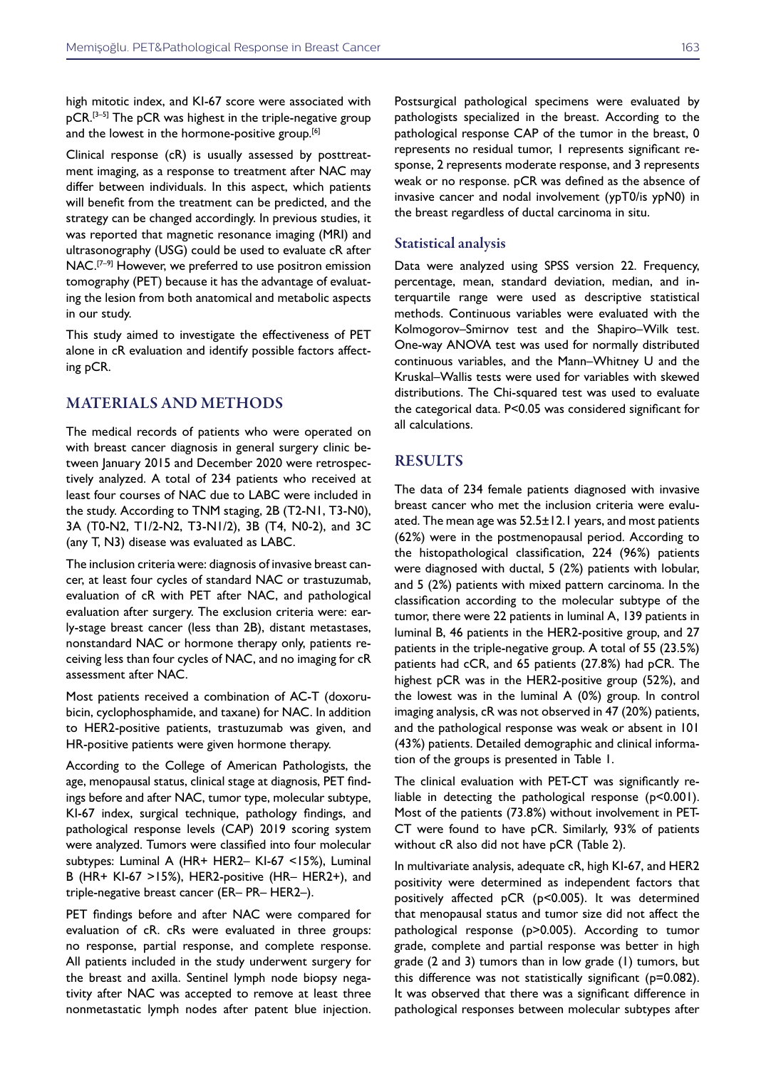high mitotic index, and KI-67 score were associated with pCR.[3–5] The pCR was highest in the triple-negative group and the lowest in the hormone-positive group.[6]

Clinical response (cR) is usually assessed by posttreatment imaging, as a response to treatment after NAC may differ between individuals. In this aspect, which patients will benefit from the treatment can be predicted, and the strategy can be changed accordingly. In previous studies, it was reported that magnetic resonance imaging (MRI) and ultrasonography (USG) could be used to evaluate cR after NAC.[7–9] However, we preferred to use positron emission tomography (PET) because it has the advantage of evaluating the lesion from both anatomical and metabolic aspects in our study.

This study aimed to investigate the effectiveness of PET alone in cR evaluation and identify possible factors affecting pCR.

## MATERIALS AND METHODS

The medical records of patients who were operated on with breast cancer diagnosis in general surgery clinic between January 2015 and December 2020 were retrospectively analyzed. A total of 234 patients who received at least four courses of NAC due to LABC were included in the study. According to TNM staging, 2B (T2-N1, T3-N0), 3A (T0-N2, T1/2-N2, T3-N1/2), 3B (T4, N0-2), and 3C (any T, N3) disease was evaluated as LABC.

The inclusion criteria were: diagnosis of invasive breast cancer, at least four cycles of standard NAC or trastuzumab, evaluation of cR with PET after NAC, and pathological evaluation after surgery. The exclusion criteria were: early-stage breast cancer (less than 2B), distant metastases, nonstandard NAC or hormone therapy only, patients receiving less than four cycles of NAC, and no imaging for cR assessment after NAC.

Most patients received a combination of AC-T (doxorubicin, cyclophosphamide, and taxane) for NAC. In addition to HER2-positive patients, trastuzumab was given, and HR-positive patients were given hormone therapy.

According to the College of American Pathologists, the age, menopausal status, clinical stage at diagnosis, PET findings before and after NAC, tumor type, molecular subtype, KI-67 index, surgical technique, pathology findings, and pathological response levels (CAP) 2019 scoring system were analyzed. Tumors were classified into four molecular subtypes: Luminal A (HR+ HER2– KI-67 <15%), Luminal B (HR+ KI-67 >15%), HER2-positive (HR– HER2+), and triple-negative breast cancer (ER– PR– HER2–).

PET findings before and after NAC were compared for evaluation of cR. cRs were evaluated in three groups: no response, partial response, and complete response. All patients included in the study underwent surgery for the breast and axilla. Sentinel lymph node biopsy negativity after NAC was accepted to remove at least three nonmetastatic lymph nodes after patent blue injection. Postsurgical pathological specimens were evaluated by pathologists specialized in the breast. According to the pathological response CAP of the tumor in the breast, 0 represents no residual tumor, 1 represents significant response, 2 represents moderate response, and 3 represents weak or no response. pCR was defined as the absence of invasive cancer and nodal involvement (ypT0/is ypN0) in the breast regardless of ductal carcinoma in situ.

### Statistical analysis

Data were analyzed using SPSS version 22. Frequency, percentage, mean, standard deviation, median, and interquartile range were used as descriptive statistical methods. Continuous variables were evaluated with the Kolmogorov–Smirnov test and the Shapiro–Wilk test. One-way ANOVA test was used for normally distributed continuous variables, and the Mann–Whitney U and the Kruskal–Wallis tests were used for variables with skewed distributions. The Chi-squared test was used to evaluate the categorical data. $P<0.05$ was considered significant for all calculations.

## RESULTS

The data of 234 female patients diagnosed with invasive breast cancer who met the inclusion criteria were evaluated. The mean age was 52.5±12.1 years, and most patients (62%) were in the postmenopausal period. According to the histopathological classification, 224 (96%) patients were diagnosed with ductal, 5 (2%) patients with lobular, and 5 (2%) patients with mixed pattern carcinoma. In the classification according to the molecular subtype of the tumor, there were 22 patients in luminal A, 139 patients in luminal B, 46 patients in the HER2-positive group, and 27 patients in the triple-negative group. A total of 55 (23.5%) patients had cCR, and 65 patients (27.8%) had pCR. The highest pCR was in the HER2-positive group (52%), and the lowest was in the luminal A (0%) group. In control imaging analysis, cR was not observed in 47 (20%) patients, and the pathological response was weak or absent in 101 (43%) patients. Detailed demographic and clinical information of the groups is presented in Table 1.

The clinical evaluation with PET-CT was significantly reliable in detecting the pathological response ($p<0.001$). Most of the patients (73.8%) without involvement in PET-CT were found to have pCR. Similarly, 93% of patients without cR also did not have pCR (Table 2).

In multivariate analysis, adequate cR, high KI-67, and HER2 positivity were determined as independent factors that positively affected pCR ($p<0.005$). It was determined that menopausal status and tumor size did not affect the pathological response ($p>0.005$). According to tumor grade, complete and partial response was better in high grade (2 and 3) tumors than in low grade (1) tumors, but this difference was not statistically significant ($p=0.082$). It was observed that there was a significant difference in pathological responses between molecular subtypes after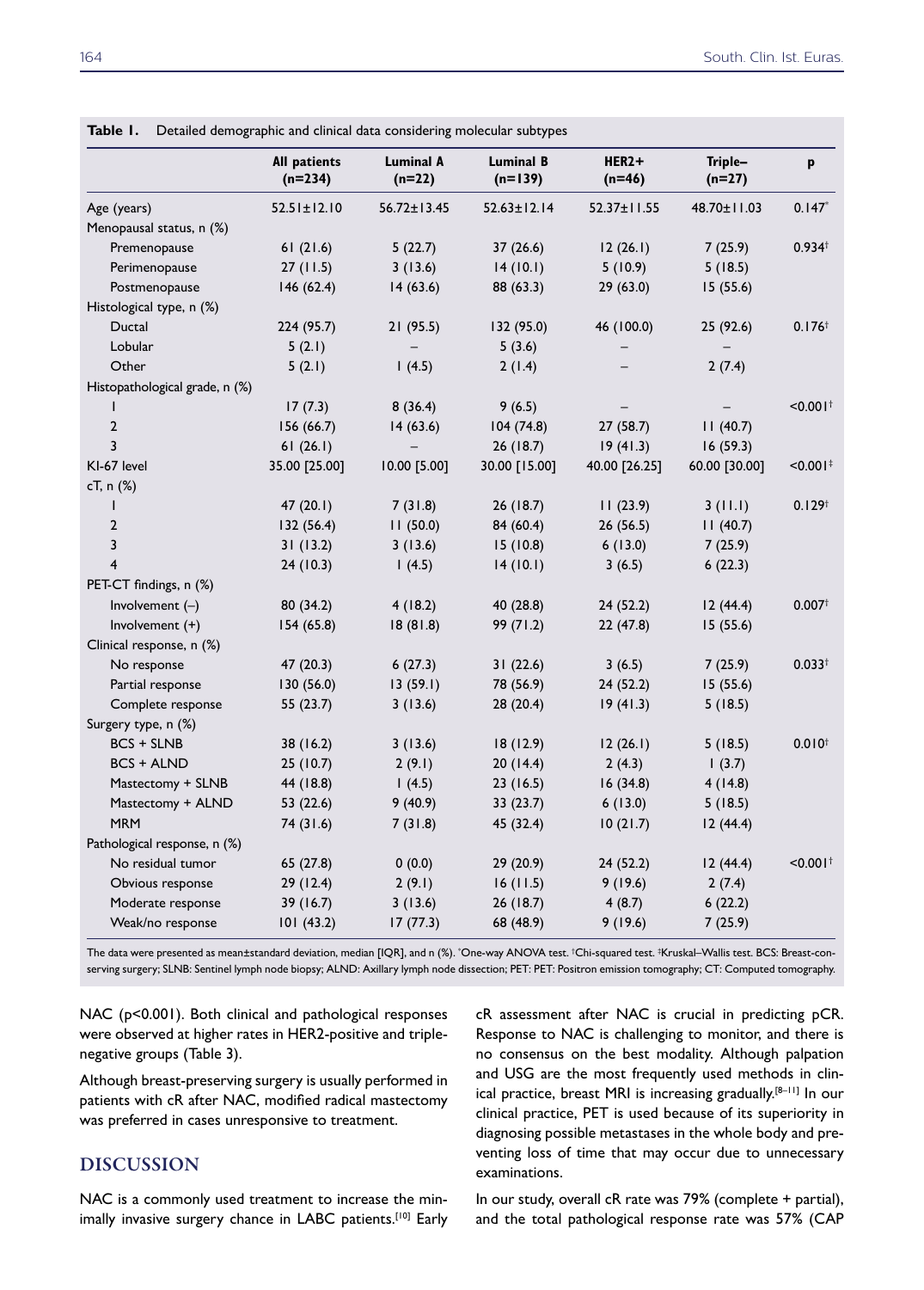**Table 1.** Detailed demographic and clinical data considering molecular subtypes

| | All patients (n=234) | Luminal A (n=22) | Luminal B (n=139) | HER2+ (n=46) | Triple– (n=27) | p |
|---|---|---|---|---|---|---|
| Age (years) | 52.51±12.10 | 56.72±13.45 | 52.63±12.14 | 52.37±11.55 | 48.70±11.03 | 0.147* |
| Menopausal status, n (%) | | | | | | |
| Premenopause | 61 (21.6) | 5 (22.7) | 37 (26.6) | 12 (26.1) | 7 (25.9) | 0.934† |
| Perimenopause | 27 (11.5) | 3 (13.6) | 14 (10.1) | 5 (10.9) | 5 (18.5) | |
| Postmenopause | 146 (62.4) | 14 (63.6) | 88 (63.3) | 29 (63.0) | 15 (55.6) | |
| Histological type, n (%) | | | | | | |
| Ductal | 224 (95.7) | 21 (95.5) | 132 (95.0) | 46 (100.0) | 25 (92.6) | 0.176† |
| Lobular | 5 (2.1) | – | 5 (3.6) | – | – | |
| Other | 5 (2.1) | 1 (4.5) | 2 (1.4) | – | 2 (7.4) | |
| Histopathological grade, n (%) | | | | | | |
| 1 | 17 (7.3) | 8 (36.4) | 9 (6.5) | – | – | <0.001† |
| 2 | 156 (66.7) | 14 (63.6) | 104 (74.8) | 27 (58.7) | 11 (40.7) | |
| 3 | 61 (26.1) | – | 26 (18.7) | 19 (41.3) | 16 (59.3) | |
| KI-67 level | 35.00 [25.00] | 10.00 [5.00] | 30.00 [15.00] | 40.00 [26.25] | 60.00 [30.00] | <0.001‡ |
| cT, n (%) | | | | | | |
| 1 | 47 (20.1) | 7 (31.8) | 26 (18.7) | 11 (23.9) | 3 (11.1) | 0.129† |
| 2 | 132 (56.4) | 11 (50.0) | 84 (60.4) | 26 (56.5) | 11 (40.7) | |
| 3 | 31 (13.2) | 3 (13.6) | 15 (10.8) | 6 (13.0) | 7 (25.9) | |
| 4 | 24 (10.3) | 1 (4.5) | 14 (10.1) | 3 (6.5) | 6 (22.3) | |
| PET-CT findings, n (%) | | | | | | |
| Involvement (–) | 80 (34.2) | 4 (18.2) | 40 (28.8) | 24 (52.2) | 12 (44.4) | 0.007† |
| Involvement (+) | 154 (65.8) | 18 (81.8) | 99 (71.2) | 22 (47.8) | 15 (55.6) | |
| Clinical response, n (%) | | | | | | |
| No response | 47 (20.3) | 6 (27.3) | 31 (22.6) | 3 (6.5) | 7 (25.9) | 0.033† |
| Partial response | 130 (56.0) | 13 (59.1) | 78 (56.9) | 24 (52.2) | 15 (55.6) | |
| Complete response | 55 (23.7) | 3 (13.6) | 28 (20.4) | 19 (41.3) | 5 (18.5) | |
| Surgery type, n (%) | | | | | | |
| BCS + SLNB | 38 (16.2) | 3 (13.6) | 18 (12.9) | 12 (26.1) | 5 (18.5) | 0.010† |
| BCS + ALND | 25 (10.7) | 2 (9.1) | 20 (14.4) | 2 (4.3) | 1 (3.7) | |
| Mastectomy + SLNB | 44 (18.8) | 1 (4.5) | 23 (16.5) | 16 (34.8) | 4 (14.8) | |
| Mastectomy + ALND | 53 (22.6) | 9 (40.9) | 33 (23.7) | 6 (13.0) | 5 (18.5) | |
| MRM | 74 (31.6) | 7 (31.8) | 45 (32.4) | 10 (21.7) | 12 (44.4) | |
| Pathological response, n (%) | | | | | | |
| No residual tumor | 65 (27.8) | 0 (0.0) | 29 (20.9) | 24 (52.2) | 12 (44.4) | <0.001† |
| Obvious response | 29 (12.4) | 2 (9.1) | 16 (11.5) | 9 (19.6) | 2 (7.4) | |
| Moderate response | 39 (16.7) | 3 (13.6) | 26 (18.7) | 4 (8.7) | 6 (22.2) | |
| Weak/no response | 101 (43.2) | 17 (77.3) | 68 (48.9) | 9 (19.6) | 7 (25.9) | |

The data were presented as mean±standard deviation, median [IQR], and n (%). *One-way ANOVA test. †Chi-squared test. ‡Kruskal–Wallis test. BCS: Breast-conserving surgery; SLNB: Sentinel lymph node biopsy; ALND: Axillary lymph node dissection; PET: PET: Positron emission tomography; CT: Computed tomography.

NAC (p<0.001). Both clinical and pathological responses were observed at higher rates in HER2-positive and triple-negative groups (Table 3).

Although breast-preserving surgery is usually performed in patients with cR after NAC, modified radical mastectomy was preferred in cases unresponsive to treatment.

## DISCUSSION

NAC is a commonly used treatment to increase the minimally invasive surgery chance in LABC patients.[10] Early cR assessment after NAC is crucial in predicting pCR. Response to NAC is challenging to monitor, and there is no consensus on the best modality. Although palpation and USG are the most frequently used methods in clinical practice, breast MRI is increasing gradually.[8–11] In our clinical practice, PET is used because of its superiority in diagnosing possible metastases in the whole body and preventing loss of time that may occur due to unnecessary examinations.

In our study, overall cR rate was 79% (complete + partial), and the total pathological response rate was 57% (CAP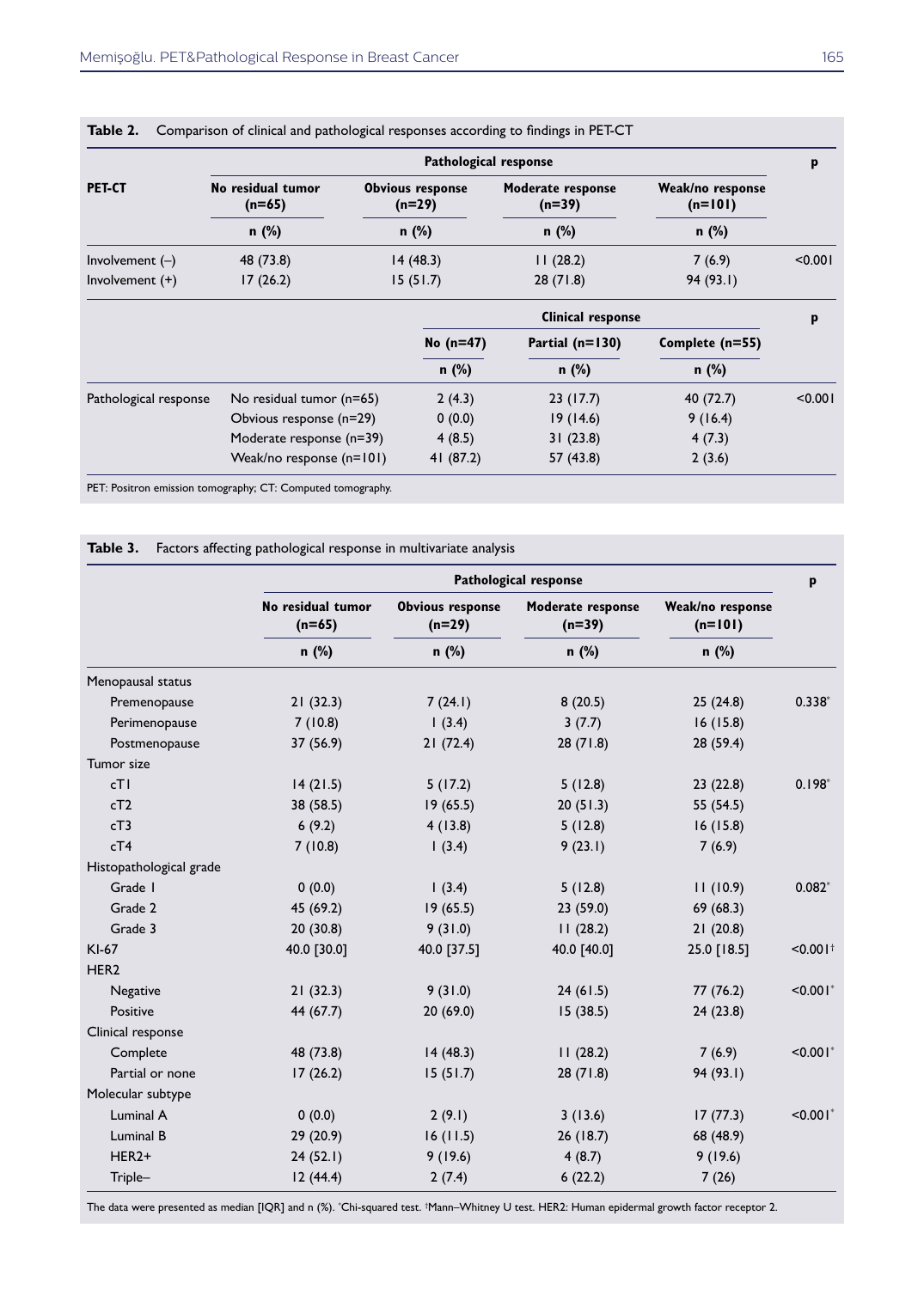**Table 2.** Comparison of clinical and pathological responses according to findings in PET-CT

| PET-CT | Pathological response | | | | p |
|---|---|---|---|---|---|
| | No residual tumor (n=65) | Obvious response (n=29) | Moderate response (n=39) | Weak/no response (n=101) | |
| | n (%) | n (%) | n (%) | n (%) | |
| Involvement (–) | 48 (73.8) | 14 (48.3) | 11 (28.2) | 7 (6.9) | <0.001 |
| Involvement (+) | 17 (26.2) | 15 (51.7) | 28 (71.8) | 94 (93.1) | |

| | | Clinical response | | | p |
|---|---|---|---|---|---|
| | | No (n=47) | Partial (n=130) | Complete (n=55) | |
| | | n (%) | n (%) | n (%) | |
| Pathological response | No residual tumor (n=65) | 2 (4.3) | 23 (17.7) | 40 (72.7) | <0.001 |
| | Obvious response (n=29) | 0 (0.0) | 19 (14.6) | 9 (16.4) | |
| | Moderate response (n=39) | 4 (8.5) | 31 (23.8) | 4 (7.3) | |
| | Weak/no response (n=101) | 41 (87.2) | 57 (43.8) | 2 (3.6) | |

PET: Positron emission tomography; CT: Computed tomography.

**Table 3.** Factors affecting pathological response in multivariate analysis

| | Pathological response | | | | p |
|---|---|---|---|---|---|
| | No residual tumor (n=65) | Obvious response (n=29) | Moderate response (n=39) | Weak/no response (n=101) | |
| | n (%) | n (%) | n (%) | n (%) | |
| Menopausal status | | | | | |
| Premenopause | 21 (32.3) | 7 (24.1) | 8 (20.5) | 25 (24.8) | 0.338* |
| Perimenopause | 7 (10.8) | 1 (3.4) | 3 (7.7) | 16 (15.8) | |
| Postmenopause | 37 (56.9) | 21 (72.4) | 28 (71.8) | 28 (59.4) | |
| Tumor size | | | | | |
| cT1 | 14 (21.5) | 5 (17.2) | 5 (12.8) | 23 (22.8) | 0.198* |
| cT2 | 38 (58.5) | 19 (65.5) | 20 (51.3) | 55 (54.5) | |
| cT3 | 6 (9.2) | 4 (13.8) | 5 (12.8) | 16 (15.8) | |
| cT4 | 7 (10.8) | 1 (3.4) | 9 (23.1) | 7 (6.9) | |
| Histopathological grade | | | | | |
| Grade 1 | 0 (0.0) | 1 (3.4) | 5 (12.8) | 11 (10.9) | 0.082* |
| Grade 2 | 45 (69.2) | 19 (65.5) | 23 (59.0) | 69 (68.3) | |
| Grade 3 | 20 (30.8) | 9 (31.0) | 11 (28.2) | 21 (20.8) | |
| KI-67 | 40.0 [30.0] | 40.0 [37.5] | 40.0 [40.0] | 25.0 [18.5] | <0.001† |
| HER2 | | | | | |
| Negative | 21 (32.3) | 9 (31.0) | 24 (61.5) | 77 (76.2) | <0.001* |
| Positive | 44 (67.7) | 20 (69.0) | 15 (38.5) | 24 (23.8) | |
| Clinical response | | | | | |
| Complete | 48 (73.8) | 14 (48.3) | 11 (28.2) | 7 (6.9) | <0.001* |
| Partial or none | 17 (26.2) | 15 (51.7) | 28 (71.8) | 94 (93.1) | |
| Molecular subtype | | | | | |
| Luminal A | 0 (0.0) | 2 (9.1) | 3 (13.6) | 17 (77.3) | <0.001* |
| Luminal B | 29 (20.9) | 16 (11.5) | 26 (18.7) | 68 (48.9) | |
| HER2+ | 24 (52.1) | 9 (19.6) | 4 (8.7) | 9 (19.6) | |
| Triple– | 12 (44.4) | 2 (7.4) | 6 (22.2) | 7 (26) | |

The data were presented as median [IQR] and n (%). *Chi-squared test. †Mann–Whitney U test. HER2: Human epidermal growth factor receptor 2.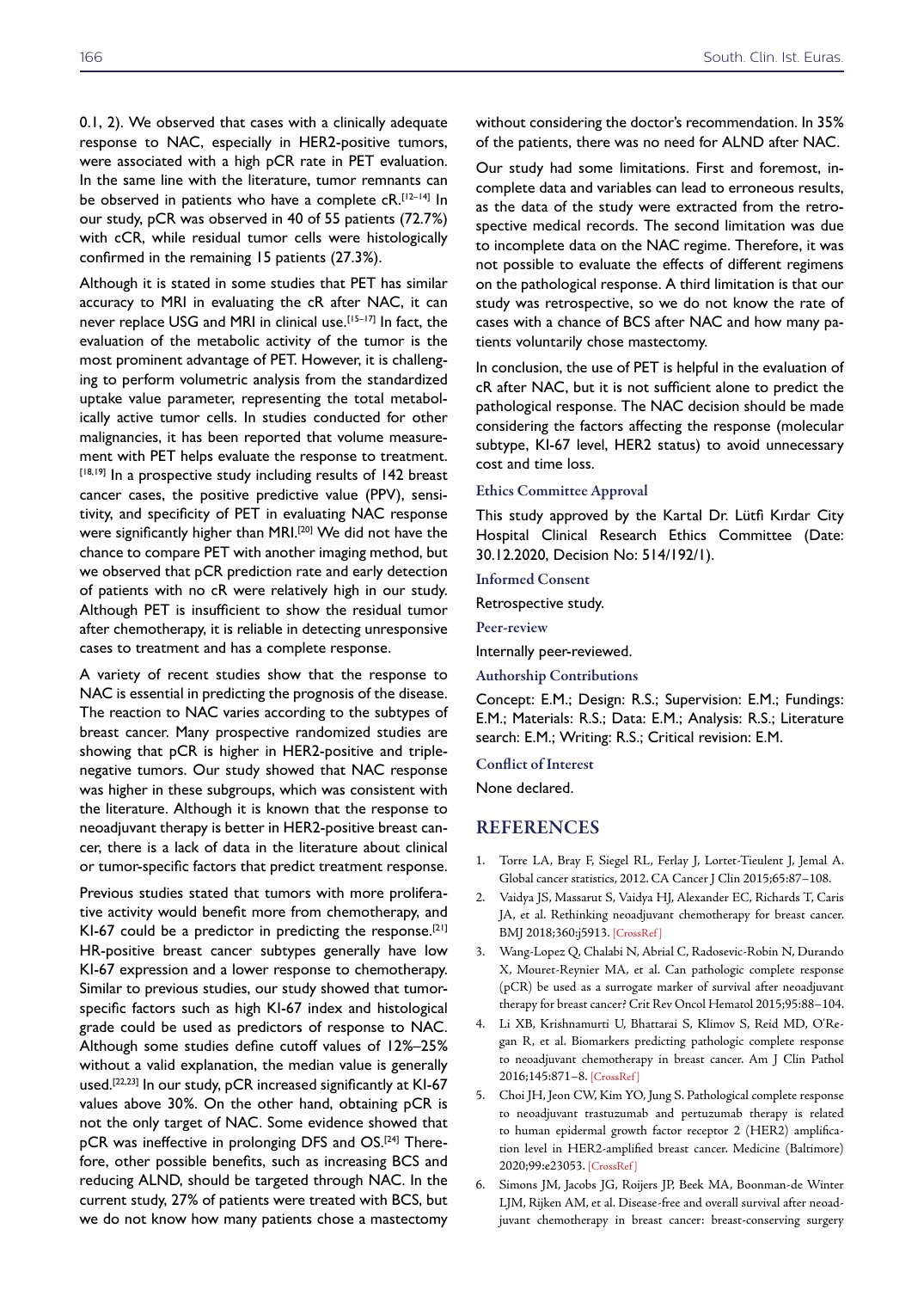0.1, 2). We observed that cases with a clinically adequate response to NAC, especially in HER2-positive tumors, were associated with a high pCR rate in PET evaluation. In the same line with the literature, tumor remnants can be observed in patients who have a complete cR.[12–14] In our study, pCR was observed in 40 of 55 patients (72.7%) with cCR, while residual tumor cells were histologically confirmed in the remaining 15 patients (27.3%).

Although it is stated in some studies that PET has similar accuracy to MRI in evaluating the cR after NAC, it can never replace USG and MRI in clinical use.[15–17] In fact, the evaluation of the metabolic activity of the tumor is the most prominent advantage of PET. However, it is challenging to perform volumetric analysis from the standardized uptake value parameter, representing the total metabolically active tumor cells. In studies conducted for other malignancies, it has been reported that volume measurement with PET helps evaluate the response to treatment.[18,19] In a prospective study including results of 142 breast cancer cases, the positive predictive value (PPV), sensitivity, and specificity of PET in evaluating NAC response were significantly higher than MRI.[20] We did not have the chance to compare PET with another imaging method, but we observed that pCR prediction rate and early detection of patients with no cR were relatively high in our study. Although PET is insufficient to show the residual tumor after chemotherapy, it is reliable in detecting unresponsive cases to treatment and has a complete response.

A variety of recent studies show that the response to NAC is essential in predicting the prognosis of the disease. The reaction to NAC varies according to the subtypes of breast cancer. Many prospective randomized studies are showing that pCR is higher in HER2-positive and triple-negative tumors. Our study showed that NAC response was higher in these subgroups, which was consistent with the literature. Although it is known that the response to neoadjuvant therapy is better in HER2-positive breast cancer, there is a lack of data in the literature about clinical or tumor-specific factors that predict treatment response.

Previous studies stated that tumors with more proliferative activity would benefit more from chemotherapy, and KI-67 could be a predictor in predicting the response.[21] HR-positive breast cancer subtypes generally have low KI-67 expression and a lower response to chemotherapy. Similar to previous studies, our study showed that tumor-specific factors such as high KI-67 index and histological grade could be used as predictors of response to NAC. Although some studies define cutoff values of 12%–25% without a valid explanation, the median value is generally used.[22,23] In our study, pCR increased significantly at KI-67 values above 30%. On the other hand, obtaining pCR is not the only target of NAC. Some evidence showed that pCR was ineffective in prolonging DFS and OS.[24] Therefore, other possible benefits, such as increasing BCS and reducing ALND, should be targeted through NAC. In the current study, 27% of patients were treated with BCS, but we do not know how many patients chose a mastectomy without considering the doctor's recommendation. In 35% of the patients, there was no need for ALND after NAC.

Our study had some limitations. First and foremost, incomplete data and variables can lead to erroneous results, as the data of the study were extracted from the retrospective medical records. The second limitation was due to incomplete data on the NAC regime. Therefore, it was not possible to evaluate the effects of different regimens on the pathological response. A third limitation is that our study was retrospective, so we do not know the rate of cases with a chance of BCS after NAC and how many patients voluntarily chose mastectomy.

In conclusion, the use of PET is helpful in the evaluation of cR after NAC, but it is not sufficient alone to predict the pathological response. The NAC decision should be made considering the factors affecting the response (molecular subtype, KI-67 level, HER2 status) to avoid unnecessary cost and time loss.

### Ethics Committee Approval

This study approved by the Kartal Dr. Lütfi Kırdar City Hospital Clinical Research Ethics Committee (Date: 30.12.2020, Decision No: 514/192/1).

### Informed Consent

Retrospective study.

### Peer-review

Internally peer-reviewed.

### Authorship Contributions

Concept: E.M.; Design: R.S.; Supervision: E.M.; Fundings: E.M.; Materials: R.S.; Data: E.M.; Analysis: R.S.; Literature search: E.M.; Writing: R.S.; Critical revision: E.M.

### Conflict of Interest

None declared.

## REFERENCES

1. Torre LA, Bray F, Siegel RL, Ferlay J, Lortet-Tieulent J, Jemal A. Global cancer statistics, 2012. CA Cancer J Clin 2015;65:87–108.
2. Vaidya JS, Massarut S, Vaidya HJ, Alexander EC, Richards T, Caris JA, et al. Rethinking neoadjuvant chemotherapy for breast cancer. BMJ 2018;360:j5913. [CrossRef]
3. Wang-Lopez Q, Chalabi N, Abrial C, Radosevic-Robin N, Durando X, Mouret-Reynier MA, et al. Can pathologic complete response (pCR) be used as a surrogate marker of survival after neoadjuvant therapy for breast cancer? Crit Rev Oncol Hematol 2015;95:88–104.
4. Li XB, Krishnamurti U, Bhattarai S, Klimov S, Reid MD, O'Regan R, et al. Biomarkers predicting pathologic complete response to neoadjuvant chemotherapy in breast cancer. Am J Clin Pathol 2016;145:871–8. [CrossRef]
5. Choi JH, Jeon CW, Kim YO, Jung S. Pathological complete response to neoadjuvant trastuzumab and pertuzumab therapy is related to human epidermal growth factor receptor 2 (HER2) amplification level in HER2-amplified breast cancer. Medicine (Baltimore) 2020;99:e23053. [CrossRef]
6. Simons JM, Jacobs JG, Roijers JP, Beek MA, Boonman-de Winter LJM, Rijken AM, et al. Disease-free and overall survival after neoadjuvant chemotherapy in breast cancer: breast-conserving surgery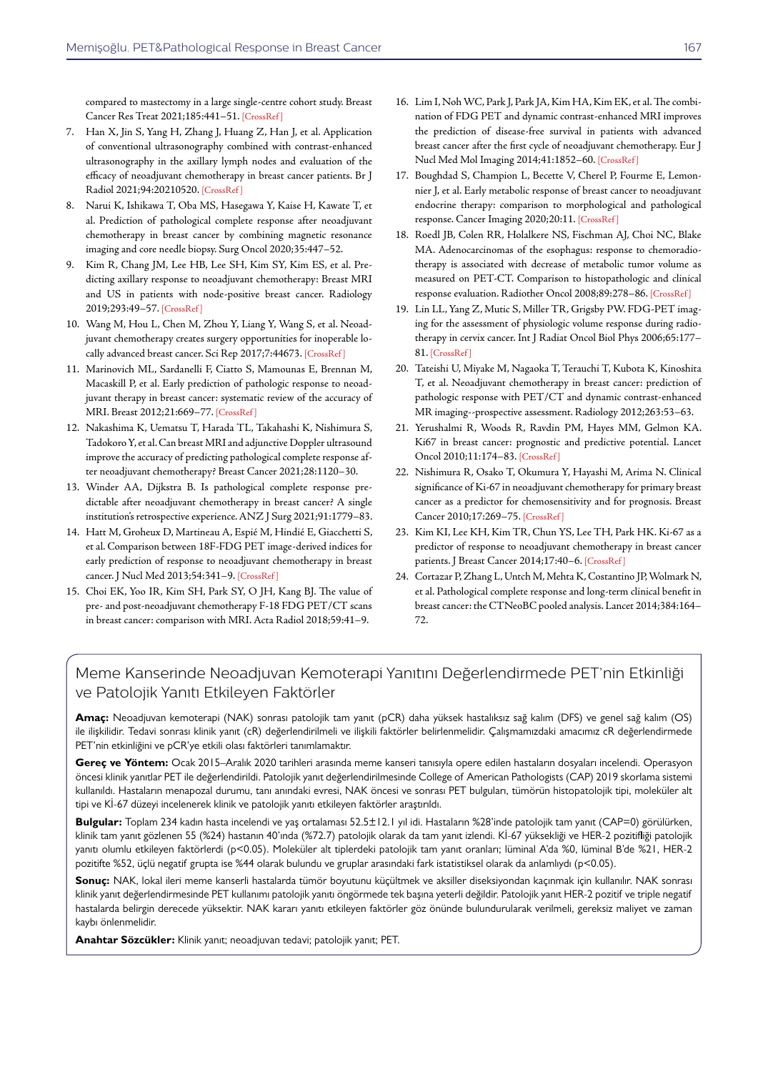compared to mastectomy in a large single-centre cohort study. Breast Cancer Res Treat 2021;185:441–51. [CrossRef]

7. Han X, Jin S, Yang H, Zhang J, Huang Z, Han J, et al. Application of conventional ultrasonography combined with contrast-enhanced ultrasonography in the axillary lymph nodes and evaluation of the efficacy of neoadjuvant chemotherapy in breast cancer patients. Br J Radiol 2021;94:20210520. [CrossRef]
8. Narui K, Ishikawa T, Oba MS, Hasegawa Y, Kaise H, Kawate T, et al. Prediction of pathological complete response after neoadjuvant chemotherapy in breast cancer by combining magnetic resonance imaging and core needle biopsy. Surg Oncol 2020;35:447–52.
9. Kim R, Chang JM, Lee HB, Lee SH, Kim SY, Kim ES, et al. Predicting axillary response to neoadjuvant chemotherapy: Breast MRI and US in patients with node-positive breast cancer. Radiology 2019;293:49–57. [CrossRef]
10. Wang M, Hou L, Chen M, Zhou Y, Liang Y, Wang S, et al. Neoadjuvant chemotherapy creates surgery opportunities for inoperable locally advanced breast cancer. Sci Rep 2017;7:44673. [CrossRef]
11. Marinovich ML, Sardanelli F, Ciatto S, Mamounas E, Brennan M, Macaskill P, et al. Early prediction of pathologic response to neoadjuvant therapy in breast cancer: systematic review of the accuracy of MRI. Breast 2012;21:669–77. [CrossRef]
12. Nakashima K, Uematsu T, Harada TL, Takahashi K, Nishimura S, Tadokoro Y, et al. Can breast MRI and adjunctive Doppler ultrasound improve the accuracy of predicting pathological complete response after neoadjuvant chemotherapy? Breast Cancer 2021;28:1120–30.
13. Winder AA, Dijkstra B. Is pathological complete response predictable after neoadjuvant chemotherapy in breast cancer? A single institution's retrospective experience. ANZ J Surg 2021;91:1779–83.
14. Hatt M, Groheux D, Martineau A, Espié M, Hindié E, Giacchetti S, et al. Comparison between 18F-FDG PET image-derived indices for early prediction of response to neoadjuvant chemotherapy in breast cancer. J Nucl Med 2013;54:341–9. [CrossRef]
15. Choi EK, Yoo IR, Kim SH, Park SY, O JH, Kang BJ. The value of pre- and post-neoadjuvant chemotherapy F-18 FDG PET/CT scans in breast cancer: comparison with MRI. Acta Radiol 2018;59:41–9.
16. Lim I, Noh WC, Park J, Park JA, Kim HA, Kim EK, et al. The combination of FDG PET and dynamic contrast-enhanced MRI improves the prediction of disease-free survival in patients with advanced breast cancer after the first cycle of neoadjuvant chemotherapy. Eur J Nucl Med Mol Imaging 2014;41:1852–60. [CrossRef]
17. Boughdad S, Champion L, Becette V, Cherel P, Fourme E, Lemonnier J, et al. Early metabolic response of breast cancer to neoadjuvant endocrine therapy: comparison to morphological and pathological response. Cancer Imaging 2020;20:11. [CrossRef]
18. Roedl JB, Colen RR, Holalkere NS, Fischman AJ, Choi NC, Blake MA. Adenocarcinomas of the esophagus: response to chemoradiotherapy is associated with decrease of metabolic tumor volume as measured on PET-CT. Comparison to histopathologic and clinical response evaluation. Radiother Oncol 2008;89:278–86. [CrossRef]
19. Lin LL, Yang Z, Mutic S, Miller TR, Grigsby PW. FDG-PET imaging for the assessment of physiologic volume response during radiotherapy in cervix cancer. Int J Radiat Oncol Biol Phys 2006;65:177–81. [CrossRef]
20. Tateishi U, Miyake M, Nagaoka T, Terauchi T, Kubota K, Kinoshita T, et al. Neoadjuvant chemotherapy in breast cancer: prediction of pathologic response with PET/CT and dynamic contrast-enhanced MR imaging--prospective assessment. Radiology 2012;263:53–63.
21. Yerushalmi R, Woods R, Ravdin PM, Hayes MM, Gelmon KA. Ki67 in breast cancer: prognostic and predictive potential. Lancet Oncol 2010;11:174–83. [CrossRef]
22. Nishimura R, Osako T, Okumura Y, Hayashi M, Arima N. Clinical significance of Ki-67 in neoadjuvant chemotherapy for primary breast cancer as a predictor for chemosensitivity and for prognosis. Breast Cancer 2010;17:269–75. [CrossRef]
23. Kim KI, Lee KH, Kim TR, Chun YS, Lee TH, Park HK. Ki-67 as a predictor of response to neoadjuvant chemotherapy in breast cancer patients. J Breast Cancer 2014;17:40–6. [CrossRef]
24. Cortazar P, Zhang L, Untch M, Mehta K, Costantino JP, Wolmark N, et al. Pathological complete response and long-term clinical benefit in breast cancer: the CTNeoBC pooled analysis. Lancet 2014;384:164–72.

## Meme Kanserinde Neoadjuvan Kemoterapi Yanıtını Değerlendirmede PET'nin Etkinliği ve Patolojik Yanıtı Etkileyen Faktörler

**Amaç:** Neoadjuvan kemoterapi (NAK) sonrası patolojik tam yanıt (pCR) daha yüksek hastalıksız sağ kalım (DFS) ve genel sağ kalım (OS) ile ilişkilidir. Tedavi sonrası klinik yanıt (cR) değerlendirilmeli ve ilişkili faktörler belirlenmelidir. Çalışmamızdaki amacımız cR değerlendirmede PET'nin etkinliğini ve pCR'ye etki olası faktörleri tanımlamaktır.

**Gereç ve Yöntem:** Ocak 2015–Aralık 2020 tarihleri arasında meme kanseri tanısıyla opere edilen hastaların dosyaları incelendi. Operasyon öncesi klinik yanıtlar PET ile değerlendirildi. Patolojik yanıt değerlendirilmesinde College of American Pathologists (CAP) 2019 skorlama sistemi kullanıldı. Hastaların menapozal durumu, tanı anındaki evresi, NAK öncesi ve sonrası PET bulguları, tümörün histopatolojik tipi, moleküler alt tipi ve Kİ-67 düzeyi incelenerek klinik ve patolojik yanıtı etkileyen faktörler araştırıldı.

**Bulgular:** Toplam 234 kadın hasta incelendi ve yaş ortalaması 52.5±12.1 yıl idi. Hastaların %28'inde patolojik tam yanıt (CAP=0) görülürken, klinik tam yanıt gözlenen 55 (%24) hastanın 40'ında (%72.7) patolojik olarak da tam yanıt izlendi. Kİ-67 yüksekliği ve HER-2 pozitifliği patolojik yanıtı olumlu etkileyen faktörlerdi ($p<0.05$). Moleküler alt tiplerdeki patolojik tam yanıt oranları; lüminal A'da %0, lüminal B'de %21, HER-2 pozitifte %52, üçlü negatif grupta ise %44 olarak bulundu ve gruplar arasındaki fark istatistiksel olarak da anlamlıydı ($p<0.05$).

**Sonuç:** NAK, lokal ileri meme kanserli hastalarda tümör boyutunu küçültmek ve aksiller diseksiyondan kaçınmak için kullanılır. NAK sonrası klinik yanıt değerlendirmesinde PET kullanımı patolojik yanıtı öngörmede tek başına yeterli değildir. Patolojik yanıt HER-2 pozitif ve triple negatif hastalarda belirgin derecede yüksektir. NAK kararı yanıtı etkileyen faktörler göz önünde bulundurularak verilmeli, gereksiz maliyet ve zaman kaybı önlenmelidir.

**Anahtar Sözcükler:** Klinik yanıt; neoadjuvan tedavi; patolojik yanıt; PET.